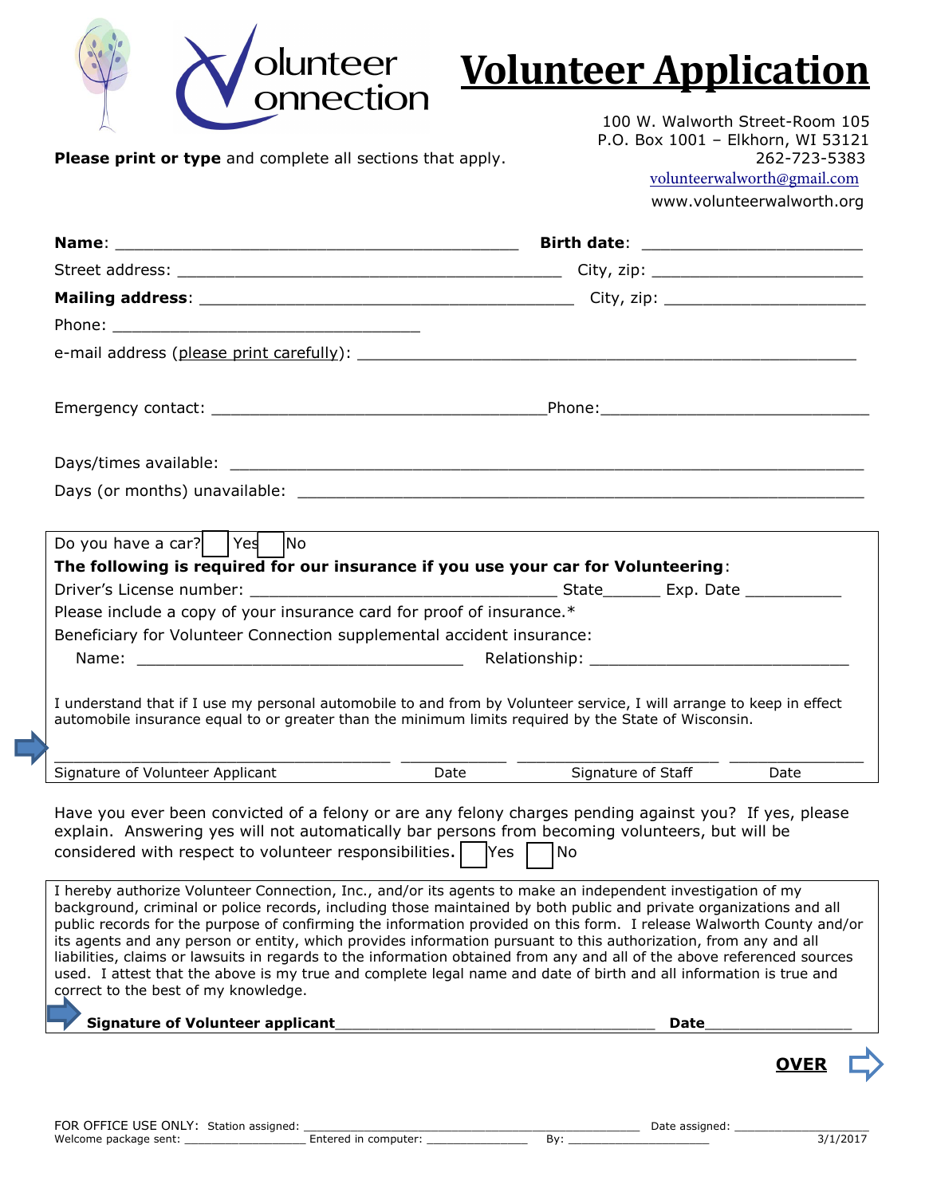# Volunteer Application

Volunteer Connection

**Please print or type** and complete all sections that apply.

100 W. Walworth Street-Room 105
P.O. Box 1001 – Elkhorn, WI 53121
262-723-5383
volunteerwalworth@gmail.com
www.volunteerwalworth.org

**Name**: ________________________________________ **Birth date**: ______________________

Street address: ______________________________________ City, zip: _____________________

**Mailing address**: ____________________________________ City, zip: _____________________

Phone: ______________________________

e-mail address (please print carefully): __________________________________________________

Emergency contact: _________________________________ Phone: ___________________________

Days/times available: ______________________________________________________________

Days (or months) unavailable: ________________________________________________________

Do you have a car? ☐ Yes ☐ No

**The following is required for our insurance if you use your car for Volunteering**:

Driver's License number: ______________________________ State______ Exp. Date __________

Please include a copy of your insurance card for proof of insurance.*

Beneficiary for Volunteer Connection supplemental accident insurance:

Name: _________________________________ Relationship: __________________________

I understand that if I use my personal automobile to and from by Volunteer service, I will arrange to keep in effect automobile insurance equal to or greater than the minimum limits required by the State of Wisconsin.

______________________________ __________ ______________________ __________
Signature of Volunteer Applicant Date Signature of Staff Date

Have you ever been convicted of a felony or are any felony charges pending against you? If yes, please explain. Answering yes will not automatically bar persons from becoming volunteers, but will be considered with respect to volunteer responsibilities. ☐ Yes ☐ No

I hereby authorize Volunteer Connection, Inc., and/or its agents to make an independent investigation of my background, criminal or police records, including those maintained by both public and private organizations and all public records for the purpose of confirming the information provided on this form. I release Walworth County and/or its agents and any person or entity, which provides information pursuant to this authorization, from any and all liabilities, claims or lawsuits in regards to the information obtained from any and all of the above referenced sources used. I attest that the above is my true and complete legal name and date of birth and all information is true and correct to the best of my knowledge.

**Signature of Volunteer applicant**___________________________________ **Date**________________

**OVER**

FOR OFFICE USE ONLY: Station assigned: ________________________________________ Date assigned: ____________________
Welcome package sent: _________________ Entered in computer: ______________ By: ____________________ 3/1/2017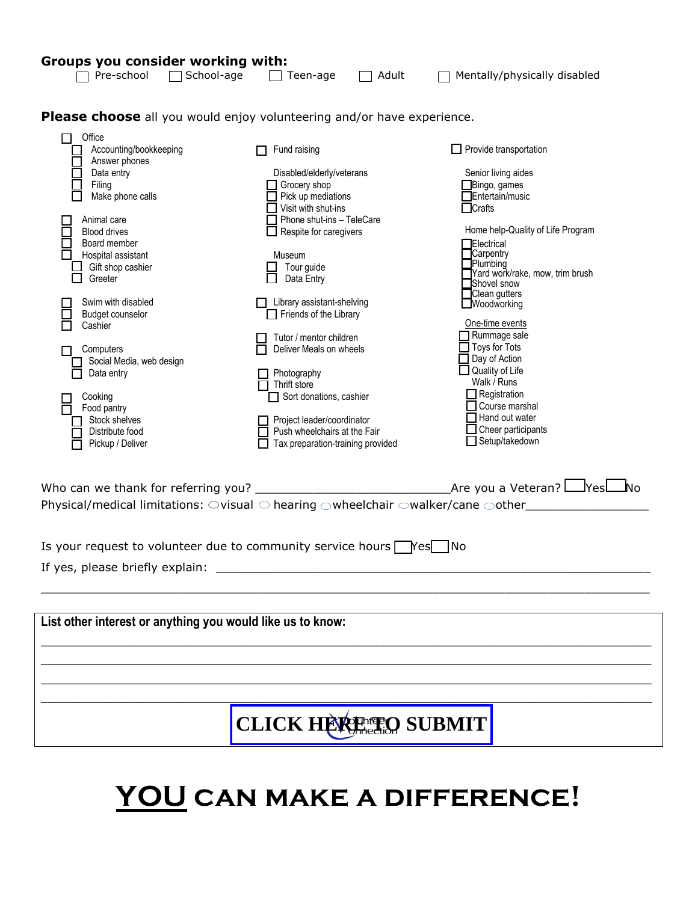**Groups you consider working with:**

☐ Pre-school ☐ School-age ☐ Teen-age ☐ Adult ☐ Mentally/physically disabled

**Please choose** all you would enjoy volunteering and/or have experience.

- ☐ Office
  - ☐ Accounting/bookkeeping
  - ☐ Answer phones
  - ☐ Data entry
  - ☐ Filing
  - ☐ Make phone calls
- ☐ Animal care
- ☐ Blood drives
- ☐ Board member
- ☐ Hospital assistant
  - ☐ Gift shop cashier
  - ☐ Greeter
- ☐ Swim with disabled
- ☐ Budget counselor
- ☐ Cashier
- ☐ Computers
  - ☐ Social Media, web design
  - ☐ Data entry
- ☐ Cooking
- ☐ Food pantry
  - ☐ Stock shelves
  - ☐ Distribute food
  - ☐ Pickup / Deliver

- ☐ Fund raising
- Disabled/elderly/veterans
  - ☐ Grocery shop
  - ☐ Pick up mediations
  - ☐ Visit with shut-ins
  - ☐ Phone shut-ins – TeleCare
  - ☐ Respite for caregivers
- Museum
  - ☐ Tour guide
  - ☐ Data Entry
- ☐ Library assistant-shelving
  - ☐ Friends of the Library
- ☐ Tutor / mentor children
- ☐ Deliver Meals on wheels
- ☐ Photography
- ☐ Thrift store
  - ☐ Sort donations, cashier
- ☐ Project leader/coordinator
- ☐ Push wheelchairs at the Fair
- ☐ Tax preparation-training provided

- ☐ Provide transportation
- Senior living aides
  - ☐ Bingo, games
  - ☐ Entertain/music
  - ☐ Crafts
- Home help-Quality of Life Program
  - ☐ Electrical
  - ☐ Carpentry
  - ☐ Plumbing
  - ☐ Yard work/rake, mow, trim brush
  - ☐ Shovel snow
  - ☐ Clean gutters
  - ☐ Woodworking
- One-time events
  - ☐ Rummage sale
  - ☐ Toys for Tots
  - ☐ Day of Action
  - ☐ Quality of Life
- Walk / Runs
  - ☐ Registration
  - ☐ Course marshal
  - ☐ Hand out water
  - ☐ Cheer participants
  - ☐ Setup/takedown

Who can we thank for referring you? ____________________________ Are you a Veteran? ☐ Yes ☐ No

Physical/medical limitations: ○ visual ○ hearing ○ wheelchair ○ walker/cane ○ other__________________

Is your request to volunteer due to community service hours ☐ Yes ☐ No

If yes, please briefly explain: ______________________________________________________________

_____________________________________________________________________________________

**List other interest or anything you would like us to know:**

_____________________________________________________________________________________

_____________________________________________________________________________________

_____________________________________________________________________________________

_____________________________________________________________________________________

**CLICK HERE TO SUBMIT**

# YOU CAN MAKE A DIFFERENCE!